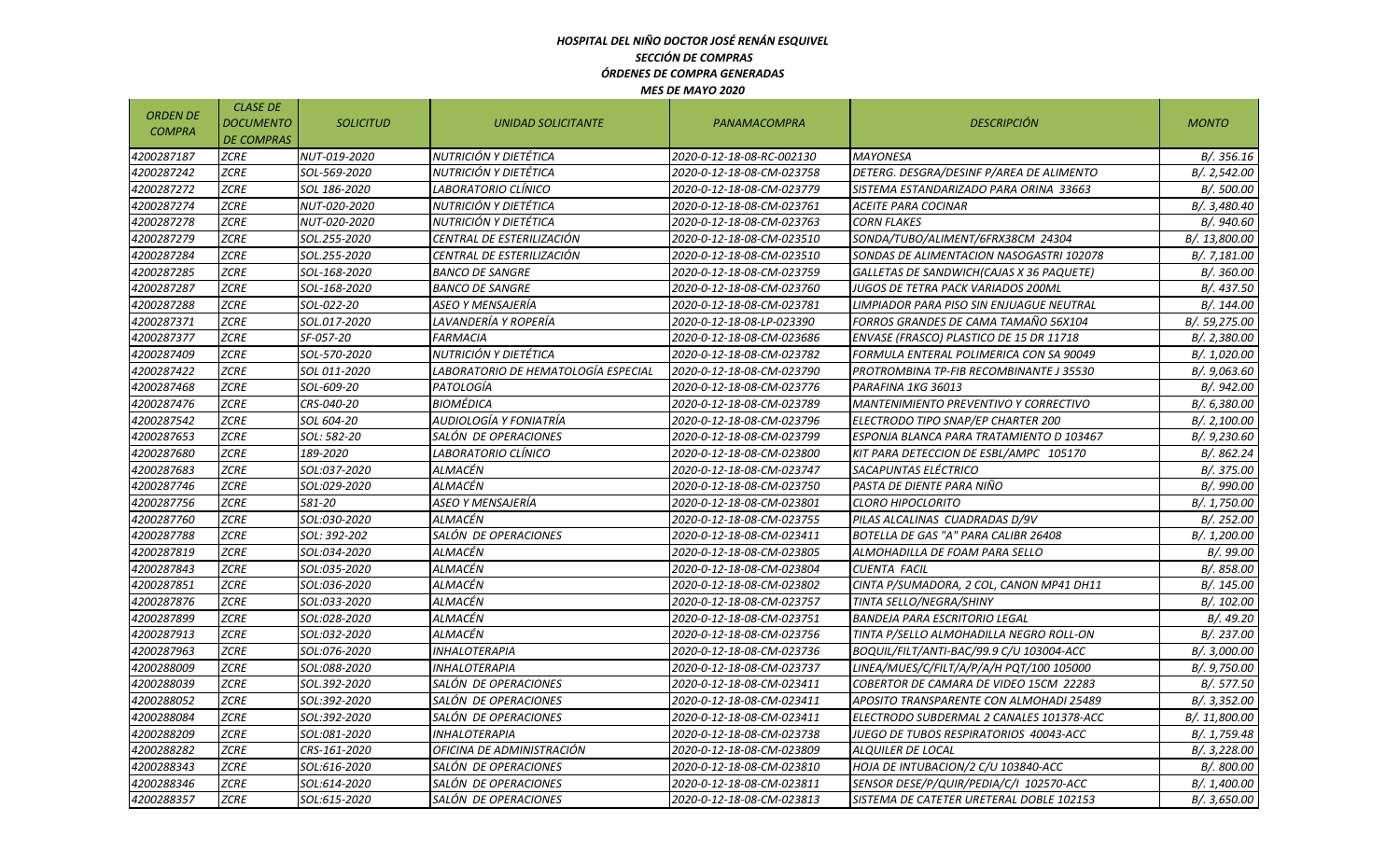# HOSPITAL DEL NIÑO DOCTOR JOSÉ RENÁN ESQUIVEL

## SECCIÓN DE COMPRAS

## ÓRDENES DE COMPRA GENERADAS

## MES DE MAYO 2020

| ORDEN DE COMPRA | CLASE DE DOCUMENTO DE COMPRAS | SOLICITUD | UNIDAD SOLICITANTE | PANAMACOMPRA | DESCRIPCIÓN | MONTO |
|---|---|---|---|---|---|---|
| 4200287187 | ZCRE | NUT-019-2020 | NUTRICIÓN Y DIETÉTICA | 2020-0-12-18-08-RC-002130 | MAYONESA | B/. 356.16 |
| 4200287242 | ZCRE | SOL-569-2020 | NUTRICIÓN Y DIETÉTICA | 2020-0-12-18-08-CM-023758 | DETERG. DESGRA/DESINF P/AREA DE ALIMENTO | B/. 2,542.00 |
| 4200287272 | ZCRE | SOL 186-2020 | LABORATORIO CLÍNICO | 2020-0-12-18-08-CM-023779 | SISTEMA ESTANDARIZADO PARA ORINA 33663 | B/. 500.00 |
| 4200287274 | ZCRE | NUT-020-2020 | NUTRICIÓN Y DIETÉTICA | 2020-0-12-18-08-CM-023761 | ACEITE PARA COCINAR | B/. 3,480.40 |
| 4200287278 | ZCRE | NUT-020-2020 | NUTRICIÓN Y DIETÉTICA | 2020-0-12-18-08-CM-023763 | CORN FLAKES | B/. 940.60 |
| 4200287279 | ZCRE | SOL.255-2020 | CENTRAL DE ESTERILIZACIÓN | 2020-0-12-18-08-CM-023510 | SONDA/TUBO/ALIMENT/6FRX38CM 24304 | B/. 13,800.00 |
| 4200287284 | ZCRE | SOL.255-2020 | CENTRAL DE ESTERILIZACIÓN | 2020-0-12-18-08-CM-023510 | SONDAS DE ALIMENTACION NASOGASTRI 102078 | B/. 7,181.00 |
| 4200287285 | ZCRE | SOL-168-2020 | BANCO DE SANGRE | 2020-0-12-18-08-CM-023759 | GALLETAS DE SANDWICH(CAJAS X 36 PAQUETE) | B/. 360.00 |
| 4200287287 | ZCRE | SOL-168-2020 | BANCO DE SANGRE | 2020-0-12-18-08-CM-023760 | JUGOS DE TETRA PACK VARIADOS 200ML | B/. 437.50 |
| 4200287288 | ZCRE | SOL-022-20 | ASEO Y MENSAJERÍA | 2020-0-12-18-08-CM-023781 | LIMPIADOR PARA PISO SIN ENJUAGUE NEUTRAL | B/. 144.00 |
| 4200287371 | ZCRE | SOL.017-2020 | LAVANDERÍA Y ROPERÍA | 2020-0-12-18-08-LP-023390 | FORROS GRANDES DE CAMA TAMAÑO 56X104 | B/. 59,275.00 |
| 4200287377 | ZCRE | SF-057-20 | FARMACIA | 2020-0-12-18-08-CM-023686 | ENVASE (FRASCO) PLASTICO DE 15 DR 11718 | B/. 2,380.00 |
| 4200287409 | ZCRE | SOL-570-2020 | NUTRICIÓN Y DIETÉTICA | 2020-0-12-18-08-CM-023782 | FORMULA ENTERAL POLIMERICA CON SA 90049 | B/. 1,020.00 |
| 4200287422 | ZCRE | SOL 011-2020 | LABORATORIO DE HEMATOLOGÍA ESPECIAL | 2020-0-12-18-08-CM-023790 | PROTROMBINA TP-FIB RECOMBINANTE J 35530 | B/. 9,063.60 |
| 4200287468 | ZCRE | SOL-609-20 | PATOLOGÍA | 2020-0-12-18-08-CM-023776 | PARAFINA 1KG 36013 | B/. 942.00 |
| 4200287476 | ZCRE | CRS-040-20 | BIOMÉDICA | 2020-0-12-18-08-CM-023789 | MANTENIMIENTO PREVENTIVO Y CORRECTIVO | B/. 6,380.00 |
| 4200287542 | ZCRE | SOL 604-20 | AUDIOLOGÍA Y FONIATRÍA | 2020-0-12-18-08-CM-023796 | ELECTRODO TIPO SNAP/EP CHARTER 200 | B/. 2,100.00 |
| 4200287653 | ZCRE | SOL: 582-20 | SALÓN DE OPERACIONES | 2020-0-12-18-08-CM-023799 | ESPONJA BLANCA PARA TRATAMIENTO D 103467 | B/. 9,230.60 |
| 4200287680 | ZCRE | 189-2020 | LABORATORIO CLÍNICO | 2020-0-12-18-08-CM-023800 | KIT PARA DETECCION DE ESBL/AMPC 105170 | B/. 862.24 |
| 4200287683 | ZCRE | SOL:037-2020 | ALMACÉN | 2020-0-12-18-08-CM-023747 | SACAPUNTAS ELÉCTRICO | B/. 375.00 |
| 4200287746 | ZCRE | SOL:029-2020 | ALMACÉN | 2020-0-12-18-08-CM-023750 | PASTA DE DIENTE PARA NIÑO | B/. 990.00 |
| 4200287756 | ZCRE | 581-20 | ASEO Y MENSAJERÍA | 2020-0-12-18-08-CM-023801 | CLORO HIPOCLORITO | B/. 1,750.00 |
| 4200287760 | ZCRE | SOL:030-2020 | ALMACÉN | 2020-0-12-18-08-CM-023755 | PILAS ALCALINAS CUADRADAS D/9V | B/. 252.00 |
| 4200287788 | ZCRE | SOL: 392-202 | SALÓN DE OPERACIONES | 2020-0-12-18-08-CM-023411 | BOTELLA DE GAS "A" PARA CALIBR 26408 | B/. 1,200.00 |
| 4200287819 | ZCRE | SOL:034-2020 | ALMACÉN | 2020-0-12-18-08-CM-023805 | ALMOHADILLA DE FOAM PARA SELLO | B/. 99.00 |
| 4200287843 | ZCRE | SOL:035-2020 | ALMACÉN | 2020-0-12-18-08-CM-023804 | CUENTA FACIL | B/. 858.00 |
| 4200287851 | ZCRE | SOL:036-2020 | ALMACÉN | 2020-0-12-18-08-CM-023802 | CINTA P/SUMADORA, 2 COL, CANON MP41 DH11 | B/. 145.00 |
| 4200287876 | ZCRE | SOL:033-2020 | ALMACÉN | 2020-0-12-18-08-CM-023757 | TINTA SELLO/NEGRA/SHINY | B/. 102.00 |
| 4200287899 | ZCRE | SOL:028-2020 | ALMACÉN | 2020-0-12-18-08-CM-023751 | BANDEJA PARA ESCRITORIO LEGAL | B/. 49.20 |
| 4200287913 | ZCRE | SOL:032-2020 | ALMACÉN | 2020-0-12-18-08-CM-023756 | TINTA P/SELLO ALMOHADILLA NEGRO ROLL-ON | B/. 237.00 |
| 4200287963 | ZCRE | SOL:076-2020 | INHALOTERAPIA | 2020-0-12-18-08-CM-023736 | BOQUIL/FILT/ANTI-BAC/99.9 C/U 103004-ACC | B/. 3,000.00 |
| 4200288009 | ZCRE | SOL:088-2020 | INHALOTERAPIA | 2020-0-12-18-08-CM-023737 | LINEA/MUES/C/FILT/A/P/A/H PQT/100 105000 | B/. 9,750.00 |
| 4200288039 | ZCRE | SOL.392-2020 | SALÓN DE OPERACIONES | 2020-0-12-18-08-CM-023411 | COBERTOR DE CAMARA DE VIDEO 15CM 22283 | B/. 577.50 |
| 4200288052 | ZCRE | SOL:392-2020 | SALÓN DE OPERACIONES | 2020-0-12-18-08-CM-023411 | APOSITO TRANSPARENTE CON ALMOHADI 25489 | B/. 3,352.00 |
| 4200288084 | ZCRE | SOL:392-2020 | SALÓN DE OPERACIONES | 2020-0-12-18-08-CM-023411 | ELECTRODO SUBDERMAL 2 CANALES 101378-ACC | B/. 11,800.00 |
| 4200288209 | ZCRE | SOL:081-2020 | INHALOTERAPIA | 2020-0-12-18-08-CM-023738 | JUEGO DE TUBOS RESPIRATORIOS 40043-ACC | B/. 1,759.48 |
| 4200288282 | ZCRE | CRS-161-2020 | OFICINA DE ADMINISTRACIÓN | 2020-0-12-18-08-CM-023809 | ALQUILER DE LOCAL | B/. 3,228.00 |
| 4200288343 | ZCRE | SOL:616-2020 | SALÓN DE OPERACIONES | 2020-0-12-18-08-CM-023810 | HOJA DE INTUBACION/2 C/U 103840-ACC | B/. 800.00 |
| 4200288346 | ZCRE | SOL:614-2020 | SALÓN DE OPERACIONES | 2020-0-12-18-08-CM-023811 | SENSOR DESE/P/QUIR/PEDIA/C/I 102570-ACC | B/. 1,400.00 |
| 4200288357 | ZCRE | SOL:615-2020 | SALÓN DE OPERACIONES | 2020-0-12-18-08-CM-023813 | SISTEMA DE CATETER URETERAL DOBLE 102153 | B/. 3,650.00 |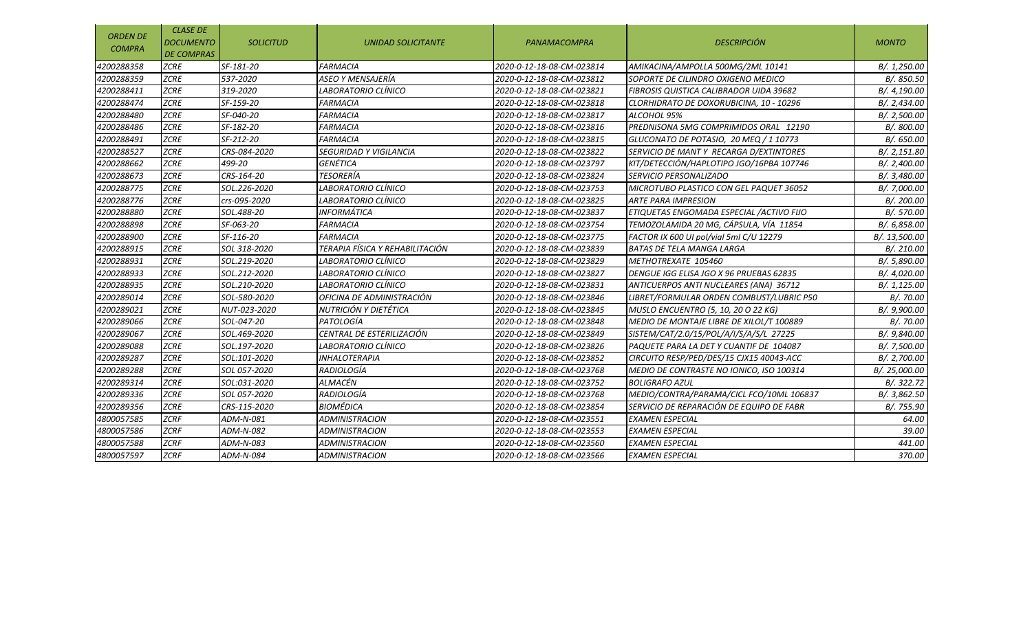| ORDEN DE COMPRA | CLASE DE DOCUMENTO DE COMPRAS | SOLICITUD | UNIDAD SOLICITANTE | PANAMACOMPRA | DESCRIPCIÓN | MONTO |
|---|---|---|---|---|---|---|
| 4200288358 | ZCRE | SF-181-20 | FARMACIA | 2020-0-12-18-08-CM-023814 | AMIKACINA/AMPOLLA 500MG/2ML 10141 | B/. 1,250.00 |
| 4200288359 | ZCRE | 537-2020 | ASEO Y MENSAJERÍA | 2020-0-12-18-08-CM-023812 | SOPORTE DE CILINDRO OXIGENO MEDICO | B/. 850.50 |
| 4200288411 | ZCRE | 319-2020 | LABORATORIO CLÍNICO | 2020-0-12-18-08-CM-023821 | FIBROSIS QUISTICA CALIBRADOR UIDA 39682 | B/. 4,190.00 |
| 4200288474 | ZCRE | SF-159-20 | FARMACIA | 2020-0-12-18-08-CM-023818 | CLORHIDRATO DE DOXORUBICINA, 10 - 10296 | B/. 2,434.00 |
| 4200288480 | ZCRE | SF-040-20 | FARMACIA | 2020-0-12-18-08-CM-023817 | ALCOHOL 95% | B/. 2,500.00 |
| 4200288486 | ZCRE | SF-182-20 | FARMACIA | 2020-0-12-18-08-CM-023816 | PREDNISONA 5MG COMPRIMIDOS ORAL 12190 | B/. 800.00 |
| 4200288491 | ZCRE | SF-212-20 | FARMACIA | 2020-0-12-18-08-CM-023815 | GLUCONATO DE POTASIO, 20 MEQ / 1 10773 | B/. 650.00 |
| 4200288527 | ZCRE | CRS-084-2020 | SEGURIDAD Y VIGILANCIA | 2020-0-12-18-08-CM-023822 | SERVICIO DE MANT Y RECARGA D/EXTINTORES | B/. 2,151.80 |
| 4200288662 | ZCRE | 499-20 | GENÉTICA | 2020-0-12-18-08-CM-023797 | KIT/DETECCIÓN/HAPLOTIPO JGO/16PBA 107746 | B/. 2,400.00 |
| 4200288673 | ZCRE | CRS-164-20 | TESORERÍA | 2020-0-12-18-08-CM-023824 | SERVICIO PERSONALIZADO | B/. 3,480.00 |
| 4200288775 | ZCRE | SOL.226-2020 | LABORATORIO CLÍNICO | 2020-0-12-18-08-CM-023753 | MICROTUBO PLASTICO CON GEL PAQUET 36052 | B/. 7,000.00 |
| 4200288776 | ZCRE | crs-095-2020 | LABORATORIO CLÍNICO | 2020-0-12-18-08-CM-023825 | ARTE PARA IMPRESION | B/. 200.00 |
| 4200288880 | ZCRE | SOL.488-20 | INFORMÁTICA | 2020-0-12-18-08-CM-023837 | ETIQUETAS ENGOMADA ESPECIAL /ACTIVO FIJO | B/. 570.00 |
| 4200288898 | ZCRE | SF-063-20 | FARMACIA | 2020-0-12-18-08-CM-023754 | TEMOZOLAMIDA 20 MG, CÁPSULA, VÍA 11854 | B/. 6,858.00 |
| 4200288900 | ZCRE | SF-116-20 | FARMACIA | 2020-0-12-18-08-CM-023775 | FACTOR IX 600 UI pol/vial 5ml C/U 12279 | B/. 13,500.00 |
| 4200288915 | ZCRE | SOL 318-2020 | TERAPIA FÍSICA Y REHABILITACIÓN | 2020-0-12-18-08-CM-023839 | BATAS DE TELA MANGA LARGA | B/. 210.00 |
| 4200288931 | ZCRE | SOL.219-2020 | LABORATORIO CLÍNICO | 2020-0-12-18-08-CM-023829 | METHOTREXATE 105460 | B/. 5,890.00 |
| 4200288933 | ZCRE | SOL.212-2020 | LABORATORIO CLÍNICO | 2020-0-12-18-08-CM-023827 | DENGUE IGG ELISA JGO X 96 PRUEBAS 62835 | B/. 4,020.00 |
| 4200288935 | ZCRE | SOL.210-2020 | LABORATORIO CLÍNICO | 2020-0-12-18-08-CM-023831 | ANTICUERPOS ANTI NUCLEARES (ANA) 36712 | B/. 1,125.00 |
| 4200289014 | ZCRE | SOL-580-2020 | OFICINA DE ADMINISTRACIÓN | 2020-0-12-18-08-CM-023846 | LIBRET/FORMULAR ORDEN COMBUST/LUBRIC P50 | B/. 70.00 |
| 4200289021 | ZCRE | NUT-023-2020 | NUTRICIÓN Y DIETÉTICA | 2020-0-12-18-08-CM-023845 | MUSLO ENCUENTRO (5, 10, 20 O 22 KG) | B/. 9,900.00 |
| 4200289066 | ZCRE | SOL-047-20 | PATOLOGÍA | 2020-0-12-18-08-CM-023848 | MEDIO DE MONTAJE LIBRE DE XILOL/T 100889 | B/. 70.00 |
| 4200289067 | ZCRE | SOL.469-2020 | CENTRAL DE ESTERILIZACIÓN | 2020-0-12-18-08-CM-023849 | SISTEM/CAT/2.0/15/POL/A/I/S/A/S/L 27225 | B/. 9,840.00 |
| 4200289088 | ZCRE | SOL.197-2020 | LABORATORIO CLÍNICO | 2020-0-12-18-08-CM-023826 | PAQUETE PARA LA DET Y CUANTIF DE 104087 | B/. 7,500.00 |
| 4200289287 | ZCRE | SOL:101-2020 | INHALOTERAPIA | 2020-0-12-18-08-CM-023852 | CIRCUITO RESP/PED/DES/15 CJX15 40043-ACC | B/. 2,700.00 |
| 4200289288 | ZCRE | SOL 057-2020 | RADIOLOGÍA | 2020-0-12-18-08-CM-023768 | MEDIO DE CONTRASTE NO IONICO, ISO 100314 | B/. 25,000.00 |
| 4200289314 | ZCRE | SOL:031-2020 | ALMACÉN | 2020-0-12-18-08-CM-023752 | BOLIGRAFO AZUL | B/. 322.72 |
| 4200289336 | ZCRE | SOL 057-2020 | RADIOLOGÍA | 2020-0-12-18-08-CM-023768 | MEDIO/CONTRA/PARAMA/CICL FCO/10ML 106837 | B/. 3,862.50 |
| 4200289356 | ZCRE | CRS-115-2020 | BIOMÉDICA | 2020-0-12-18-08-CM-023854 | SERVICIO DE REPARACIÓN DE EQUIPO DE FABR | B/. 755.90 |
| 4800057585 | ZCRF | ADM-N-081 | ADMINISTRACION | 2020-0-12-18-08-CM-023551 | EXAMEN ESPECIAL | 64.00 |
| 4800057586 | ZCRF | ADM-N-082 | ADMINISTRACION | 2020-0-12-18-08-CM-023553 | EXAMEN ESPECIAL | 39.00 |
| 4800057588 | ZCRF | ADM-N-083 | ADMINISTRACION | 2020-0-12-18-08-CM-023560 | EXAMEN ESPECIAL | 441.00 |
| 4800057597 | ZCRF | ADM-N-084 | ADMINISTRACION | 2020-0-12-18-08-CM-023566 | EXAMEN ESPECIAL | 370.00 |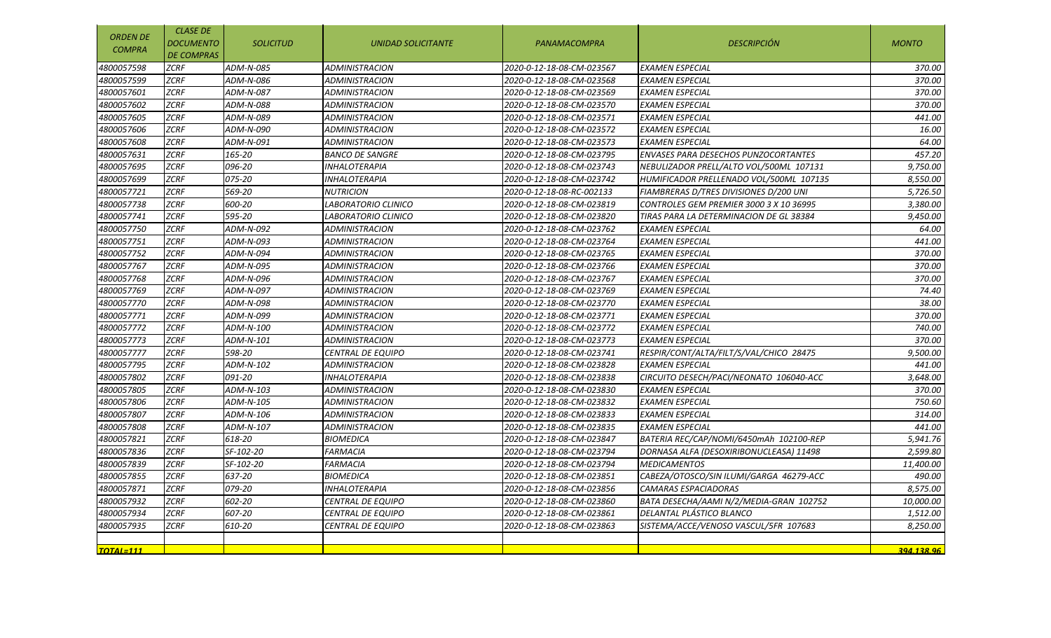| ORDEN DE COMPRA | CLASE DE DOCUMENTO DE COMPRAS | SOLICITUD | UNIDAD SOLICITANTE | PANAMACOMPRA | DESCRIPCIÓN | MONTO |
|---|---|---|---|---|---|---|
| 4800057598 | ZCRF | ADM-N-085 | ADMINISTRACION | 2020-0-12-18-08-CM-023567 | EXAMEN ESPECIAL | 370.00 |
| 4800057599 | ZCRF | ADM-N-086 | ADMINISTRACION | 2020-0-12-18-08-CM-023568 | EXAMEN ESPECIAL | 370.00 |
| 4800057601 | ZCRF | ADM-N-087 | ADMINISTRACION | 2020-0-12-18-08-CM-023569 | EXAMEN ESPECIAL | 370.00 |
| 4800057602 | ZCRF | ADM-N-088 | ADMINISTRACION | 2020-0-12-18-08-CM-023570 | EXAMEN ESPECIAL | 370.00 |
| 4800057605 | ZCRF | ADM-N-089 | ADMINISTRACION | 2020-0-12-18-08-CM-023571 | EXAMEN ESPECIAL | 441.00 |
| 4800057606 | ZCRF | ADM-N-090 | ADMINISTRACION | 2020-0-12-18-08-CM-023572 | EXAMEN ESPECIAL | 16.00 |
| 4800057608 | ZCRF | ADM-N-091 | ADMINISTRACION | 2020-0-12-18-08-CM-023573 | EXAMEN ESPECIAL | 64.00 |
| 4800057631 | ZCRF | 165-20 | BANCO DE SANGRE | 2020-0-12-18-08-CM-023795 | ENVASES PARA DESECHOS PUNZOCORTANTES | 457.20 |
| 4800057695 | ZCRF | 096-20 | INHALOTERAPIA | 2020-0-12-18-08-CM-023743 | NEBULIZADOR PRELL/ALTO VOL/500ML 107131 | 9,750.00 |
| 4800057699 | ZCRF | 075-20 | INHALOTERAPIA | 2020-0-12-18-08-CM-023742 | HUMIFICADOR PRELLENADO VOL/500ML 107135 | 8,550.00 |
| 4800057721 | ZCRF | 569-20 | NUTRICION | 2020-0-12-18-08-RC-002133 | FIAMBRERAS D/TRES DIVISIONES D/200 UNI | 5,726.50 |
| 4800057738 | ZCRF | 600-20 | LABORATORIO CLINICO | 2020-0-12-18-08-CM-023819 | CONTROLES GEM PREMIER 3000 3 X 10 36995 | 3,380.00 |
| 4800057741 | ZCRF | 595-20 | LABORATORIO CLINICO | 2020-0-12-18-08-CM-023820 | TIRAS PARA LA DETERMINACION DE GL 38384 | 9,450.00 |
| 4800057750 | ZCRF | ADM-N-092 | ADMINISTRACION | 2020-0-12-18-08-CM-023762 | EXAMEN ESPECIAL | 64.00 |
| 4800057751 | ZCRF | ADM-N-093 | ADMINISTRACION | 2020-0-12-18-08-CM-023764 | EXAMEN ESPECIAL | 441.00 |
| 4800057752 | ZCRF | ADM-N-094 | ADMINISTRACION | 2020-0-12-18-08-CM-023765 | EXAMEN ESPECIAL | 370.00 |
| 4800057767 | ZCRF | ADM-N-095 | ADMINISTRACION | 2020-0-12-18-08-CM-023766 | EXAMEN ESPECIAL | 370.00 |
| 4800057768 | ZCRF | ADM-N-096 | ADMINISTRACION | 2020-0-12-18-08-CM-023767 | EXAMEN ESPECIAL | 370.00 |
| 4800057769 | ZCRF | ADM-N-097 | ADMINISTRACION | 2020-0-12-18-08-CM-023769 | EXAMEN ESPECIAL | 74.40 |
| 4800057770 | ZCRF | ADM-N-098 | ADMINISTRACION | 2020-0-12-18-08-CM-023770 | EXAMEN ESPECIAL | 38.00 |
| 4800057771 | ZCRF | ADM-N-099 | ADMINISTRACION | 2020-0-12-18-08-CM-023771 | EXAMEN ESPECIAL | 370.00 |
| 4800057772 | ZCRF | ADM-N-100 | ADMINISTRACION | 2020-0-12-18-08-CM-023772 | EXAMEN ESPECIAL | 740.00 |
| 4800057773 | ZCRF | ADM-N-101 | ADMINISTRACION | 2020-0-12-18-08-CM-023773 | EXAMEN ESPECIAL | 370.00 |
| 4800057777 | ZCRF | 598-20 | CENTRAL DE EQUIPO | 2020-0-12-18-08-CM-023741 | RESPIR/CONT/ALTA/FILT/S/VAL/CHICO 28475 | 9,500.00 |
| 4800057795 | ZCRF | ADM-N-102 | ADMINISTRACION | 2020-0-12-18-08-CM-023828 | EXAMEN ESPECIAL | 441.00 |
| 4800057802 | ZCRF | 091-20 | INHALOTERAPIA | 2020-0-12-18-08-CM-023838 | CIRCUITO DESECH/PACI/NEONATO 106040-ACC | 3,648.00 |
| 4800057805 | ZCRF | ADM-N-103 | ADMINISTRACION | 2020-0-12-18-08-CM-023830 | EXAMEN ESPECIAL | 370.00 |
| 4800057806 | ZCRF | ADM-N-105 | ADMINISTRACION | 2020-0-12-18-08-CM-023832 | EXAMEN ESPECIAL | 750.60 |
| 4800057807 | ZCRF | ADM-N-106 | ADMINISTRACION | 2020-0-12-18-08-CM-023833 | EXAMEN ESPECIAL | 314.00 |
| 4800057808 | ZCRF | ADM-N-107 | ADMINISTRACION | 2020-0-12-18-08-CM-023835 | EXAMEN ESPECIAL | 441.00 |
| 4800057821 | ZCRF | 618-20 | BIOMEDICA | 2020-0-12-18-08-CM-023847 | BATERIA REC/CAP/NOMI/6450mAh 102100-REP | 5,941.76 |
| 4800057836 | ZCRF | SF-102-20 | FARMACIA | 2020-0-12-18-08-CM-023794 | DORNASA ALFA (DESOXIRIBONUCLEASA) 11498 | 2,599.80 |
| 4800057839 | ZCRF | SF-102-20 | FARMACIA | 2020-0-12-18-08-CM-023794 | MEDICAMENTOS | 11,400.00 |
| 4800057855 | ZCRF | 637-20 | BIOMEDICA | 2020-0-12-18-08-CM-023851 | CABEZA/OTOSCO/SIN ILUMI/GARGA 46279-ACC | 490.00 |
| 4800057871 | ZCRF | 079-20 | INHALOTERAPIA | 2020-0-12-18-08-CM-023856 | CAMARAS ESPACIADORAS | 8,575.00 |
| 4800057932 | ZCRF | 602-20 | CENTRAL DE EQUIPO | 2020-0-12-18-08-CM-023860 | BATA DESECHA/AAMI N/2/MEDIA-GRAN 102752 | 10,000.00 |
| 4800057934 | ZCRF | 607-20 | CENTRAL DE EQUIPO | 2020-0-12-18-08-CM-023861 | DELANTAL PLÁSTICO BLANCO | 1,512.00 |
| 4800057935 | ZCRF | 610-20 | CENTRAL DE EQUIPO | 2020-0-12-18-08-CM-023863 | SISTEMA/ACCE/VENOSO VASCUL/5FR 107683 | 8,250.00 |
| | | | | | | |
| TOTAL=111 | | | | | | 394,138.96 |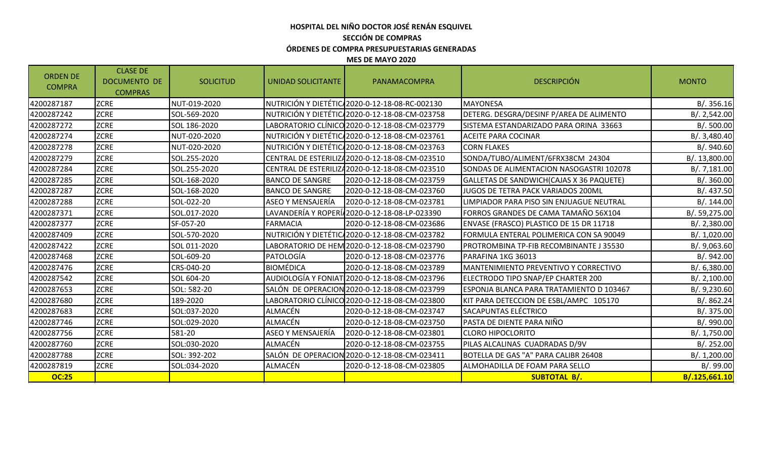**HOSPITAL DEL NIÑO DOCTOR JOSÉ RENÁN ESQUIVEL**

**SECCIÓN DE COMPRAS**

**ÓRDENES DE COMPRA PRESUPUESTARIAS GENERADAS**

**MES DE MAYO 2020**

| ORDEN DE COMPRA | CLASE DE DOCUMENTO DE COMPRAS | SOLICITUD | UNIDAD SOLICITANTE | PANAMACOMPRA | DESCRIPCIÓN | MONTO |
|---|---|---|---|---|---|---|
| 4200287187 | ZCRE | NUT-019-2020 | NUTRICIÓN Y DIETÉTIC | 2020-0-12-18-08-RC-002130 | MAYONESA | B/. 356.16 |
| 4200287242 | ZCRE | SOL-569-2020 | NUTRICIÓN Y DIETÉTIC | 2020-0-12-18-08-CM-023758 | DETERG. DESGRA/DESINF P/AREA DE ALIMENTO | B/. 2,542.00 |
| 4200287272 | ZCRE | SOL 186-2020 | LABORATORIO CLÍNICO | 2020-0-12-18-08-CM-023779 | SISTEMA ESTANDARIZADO PARA ORINA 33663 | B/. 500.00 |
| 4200287274 | ZCRE | NUT-020-2020 | NUTRICIÓN Y DIETÉTIC | 2020-0-12-18-08-CM-023761 | ACEITE PARA COCINAR | B/. 3,480.40 |
| 4200287278 | ZCRE | NUT-020-2020 | NUTRICIÓN Y DIETÉTIC | 2020-0-12-18-08-CM-023763 | CORN FLAKES | B/. 940.60 |
| 4200287279 | ZCRE | SOL.255-2020 | CENTRAL DE ESTERILIZ | 2020-0-12-18-08-CM-023510 | SONDA/TUBO/ALIMENT/6FRX38CM 24304 | B/. 13,800.00 |
| 4200287284 | ZCRE | SOL.255-2020 | CENTRAL DE ESTERILIZ | 2020-0-12-18-08-CM-023510 | SONDAS DE ALIMENTACION NASOGASTRI 102078 | B/. 7,181.00 |
| 4200287285 | ZCRE | SOL-168-2020 | BANCO DE SANGRE | 2020-0-12-18-08-CM-023759 | GALLETAS DE SANDWICH(CAJAS X 36 PAQUETE) | B/. 360.00 |
| 4200287287 | ZCRE | SOL-168-2020 | BANCO DE SANGRE | 2020-0-12-18-08-CM-023760 | JUGOS DE TETRA PACK VARIADOS 200ML | B/. 437.50 |
| 4200287288 | ZCRE | SOL-022-20 | ASEO Y MENSAJERÍA | 2020-0-12-18-08-CM-023781 | LIMPIADOR PARA PISO SIN ENJUAGUE NEUTRAL | B/. 144.00 |
| 4200287371 | ZCRE | SOL.017-2020 | LAVANDERÍA Y ROPERÍ | 2020-0-12-18-08-LP-023390 | FORROS GRANDES DE CAMA TAMAÑO 56X104 | B/. 59,275.00 |
| 4200287377 | ZCRE | SF-057-20 | FARMACIA | 2020-0-12-18-08-CM-023686 | ENVASE (FRASCO) PLASTICO DE 15 DR 11718 | B/. 2,380.00 |
| 4200287409 | ZCRE | SOL-570-2020 | NUTRICIÓN Y DIETÉTIC | 2020-0-12-18-08-CM-023782 | FORMULA ENTERAL POLIMERICA CON SA 90049 | B/. 1,020.00 |
| 4200287422 | ZCRE | SOL 011-2020 | LABORATORIO DE HEM | 2020-0-12-18-08-CM-023790 | PROTROMBINA TP-FIB RECOMBINANTE J 35530 | B/. 9,063.60 |
| 4200287468 | ZCRE | SOL-609-20 | PATOLOGÍA | 2020-0-12-18-08-CM-023776 | PARAFINA 1KG 36013 | B/. 942.00 |
| 4200287476 | ZCRE | CRS-040-20 | BIOMÉDICA | 2020-0-12-18-08-CM-023789 | MANTENIMIENTO PREVENTIVO Y CORRECTIVO | B/. 6,380.00 |
| 4200287542 | ZCRE | SOL 604-20 | AUDIOLOGÍA Y FONIAT | 2020-0-12-18-08-CM-023796 | ELECTRODO TIPO SNAP/EP CHARTER 200 | B/. 2,100.00 |
| 4200287653 | ZCRE | SOL: 582-20 | SALÓN DE OPERACION | 2020-0-12-18-08-CM-023799 | ESPONJA BLANCA PARA TRATAMIENTO D 103467 | B/. 9,230.60 |
| 4200287680 | ZCRE | 189-2020 | LABORATORIO CLÍNICO | 2020-0-12-18-08-CM-023800 | KIT PARA DETECCION DE ESBL/AMPC 105170 | B/. 862.24 |
| 4200287683 | ZCRE | SOL:037-2020 | ALMACÉN | 2020-0-12-18-08-CM-023747 | SACAPUNTAS ELÉCTRICO | B/. 375.00 |
| 4200287746 | ZCRE | SOL:029-2020 | ALMACÉN | 2020-0-12-18-08-CM-023750 | PASTA DE DIENTE PARA NIÑO | B/. 990.00 |
| 4200287756 | ZCRE | 581-20 | ASEO Y MENSAJERÍA | 2020-0-12-18-08-CM-023801 | CLORO HIPOCLORITO | B/. 1,750.00 |
| 4200287760 | ZCRE | SOL:030-2020 | ALMACÉN | 2020-0-12-18-08-CM-023755 | PILAS ALCALINAS CUADRADAS D/9V | B/. 252.00 |
| 4200287788 | ZCRE | SOL: 392-202 | SALÓN DE OPERACION | 2020-0-12-18-08-CM-023411 | BOTELLA DE GAS "A" PARA CALIBR 26408 | B/. 1,200.00 |
| 4200287819 | ZCRE | SOL:034-2020 | ALMACÉN | 2020-0-12-18-08-CM-023805 | ALMOHADILLA DE FOAM PARA SELLO | B/. 99.00 |
| **OC:25** | | | | | **SUBTOTAL B/.** | **B/.125,661.10** |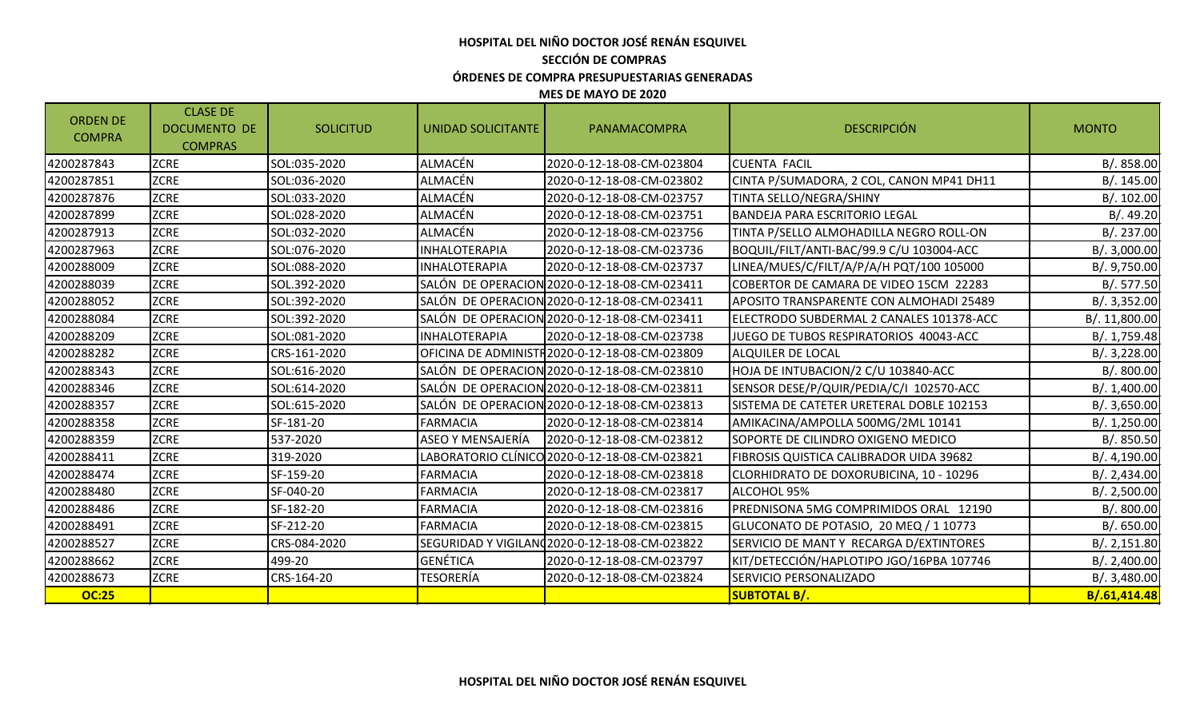**HOSPITAL DEL NIÑO DOCTOR JOSÉ RENÁN ESQUIVEL**

**SECCIÓN DE COMPRAS**

**ÓRDENES DE COMPRA PRESUPUESTARIAS GENERADAS**

**MES DE MAYO DE 2020**

| ORDEN DE COMPRA | CLASE DE DOCUMENTO DE COMPRAS | SOLICITUD | UNIDAD SOLICITANTE | PANAMACOMPRA | DESCRIPCIÓN | MONTO |
|---|---|---|---|---|---|---|
| 4200287843 | ZCRE | SOL:035-2020 | ALMACÉN | 2020-0-12-18-08-CM-023804 | CUENTA FACIL | B/. 858.00 |
| 4200287851 | ZCRE | SOL:036-2020 | ALMACÉN | 2020-0-12-18-08-CM-023802 | CINTA P/SUMADORA, 2 COL, CANON MP41 DH11 | B/. 145.00 |
| 4200287876 | ZCRE | SOL:033-2020 | ALMACÉN | 2020-0-12-18-08-CM-023757 | TINTA SELLO/NEGRA/SHINY | B/. 102.00 |
| 4200287899 | ZCRE | SOL:028-2020 | ALMACÉN | 2020-0-12-18-08-CM-023751 | BANDEJA PARA ESCRITORIO LEGAL | B/. 49.20 |
| 4200287913 | ZCRE | SOL:032-2020 | ALMACÉN | 2020-0-12-18-08-CM-023756 | TINTA P/SELLO ALMOHADILLA NEGRO ROLL-ON | B/. 237.00 |
| 4200287963 | ZCRE | SOL:076-2020 | INHALOTERAPIA | 2020-0-12-18-08-CM-023736 | BOQUIL/FILT/ANTI-BAC/99.9 C/U 103004-ACC | B/. 3,000.00 |
| 4200288009 | ZCRE | SOL:088-2020 | INHALOTERAPIA | 2020-0-12-18-08-CM-023737 | LINEA/MUES/C/FILT/A/P/A/H PQT/100 105000 | B/. 9,750.00 |
| 4200288039 | ZCRE | SOL.392-2020 | SALÓN DE OPERACION | 2020-0-12-18-08-CM-023411 | COBERTOR DE CAMARA DE VIDEO 15CM 22283 | B/. 577.50 |
| 4200288052 | ZCRE | SOL:392-2020 | SALÓN DE OPERACION | 2020-0-12-18-08-CM-023411 | APOSITO TRANSPARENTE CON ALMOHADI 25489 | B/. 3,352.00 |
| 4200288084 | ZCRE | SOL:392-2020 | SALÓN DE OPERACION | 2020-0-12-18-08-CM-023411 | ELECTRODO SUBDERMAL 2 CANALES 101378-ACC | B/. 11,800.00 |
| 4200288209 | ZCRE | SOL:081-2020 | INHALOTERAPIA | 2020-0-12-18-08-CM-023738 | JUEGO DE TUBOS RESPIRATORIOS 40043-ACC | B/. 1,759.48 |
| 4200288282 | ZCRE | CRS-161-2020 | OFICINA DE ADMINISTR | 2020-0-12-18-08-CM-023809 | ALQUILER DE LOCAL | B/. 3,228.00 |
| 4200288343 | ZCRE | SOL:616-2020 | SALÓN DE OPERACION | 2020-0-12-18-08-CM-023810 | HOJA DE INTUBACION/2 C/U 103840-ACC | B/. 800.00 |
| 4200288346 | ZCRE | SOL:614-2020 | SALÓN DE OPERACION | 2020-0-12-18-08-CM-023811 | SENSOR DESE/P/QUIR/PEDIA/C/I 102570-ACC | B/. 1,400.00 |
| 4200288357 | ZCRE | SOL:615-2020 | SALÓN DE OPERACION | 2020-0-12-18-08-CM-023813 | SISTEMA DE CATETER URETERAL DOBLE 102153 | B/. 3,650.00 |
| 4200288358 | ZCRE | SF-181-20 | FARMACIA | 2020-0-12-18-08-CM-023814 | AMIKACINA/AMPOLLA 500MG/2ML 10141 | B/. 1,250.00 |
| 4200288359 | ZCRE | 537-2020 | ASEO Y MENSAJERÍA | 2020-0-12-18-08-CM-023812 | SOPORTE DE CILINDRO OXIGENO MEDICO | B/. 850.50 |
| 4200288411 | ZCRE | 319-2020 | LABORATORIO CLÍNICO | 2020-0-12-18-08-CM-023821 | FIBROSIS QUISTICA CALIBRADOR UIDA 39682 | B/. 4,190.00 |
| 4200288474 | ZCRE | SF-159-20 | FARMACIA | 2020-0-12-18-08-CM-023818 | CLORHIDRATO DE DOXORUBICINA, 10 - 10296 | B/. 2,434.00 |
| 4200288480 | ZCRE | SF-040-20 | FARMACIA | 2020-0-12-18-08-CM-023817 | ALCOHOL 95% | B/. 2,500.00 |
| 4200288486 | ZCRE | SF-182-20 | FARMACIA | 2020-0-12-18-08-CM-023816 | PREDNISONA 5MG COMPRIMIDOS ORAL 12190 | B/. 800.00 |
| 4200288491 | ZCRE | SF-212-20 | FARMACIA | 2020-0-12-18-08-CM-023815 | GLUCONATO DE POTASIO, 20 MEQ / 1 10773 | B/. 650.00 |
| 4200288527 | ZCRE | CRS-084-2020 | SEGURIDAD Y VIGILAN | 2020-0-12-18-08-CM-023822 | SERVICIO DE MANT Y RECARGA D/EXTINTORES | B/. 2,151.80 |
| 4200288662 | ZCRE | 499-20 | GENÉTICA | 2020-0-12-18-08-CM-023797 | KIT/DETECCIÓN/HAPLOTIPO JGO/16PBA 107746 | B/. 2,400.00 |
| 4200288673 | ZCRE | CRS-164-20 | TESORERÍA | 2020-0-12-18-08-CM-023824 | SERVICIO PERSONALIZADO | B/. 3,480.00 |
| **OC:25** | | | | | **SUBTOTAL B/.** | **B/.61,414.48** |

**HOSPITAL DEL NIÑO DOCTOR JOSÉ RENÁN ESQUIVEL**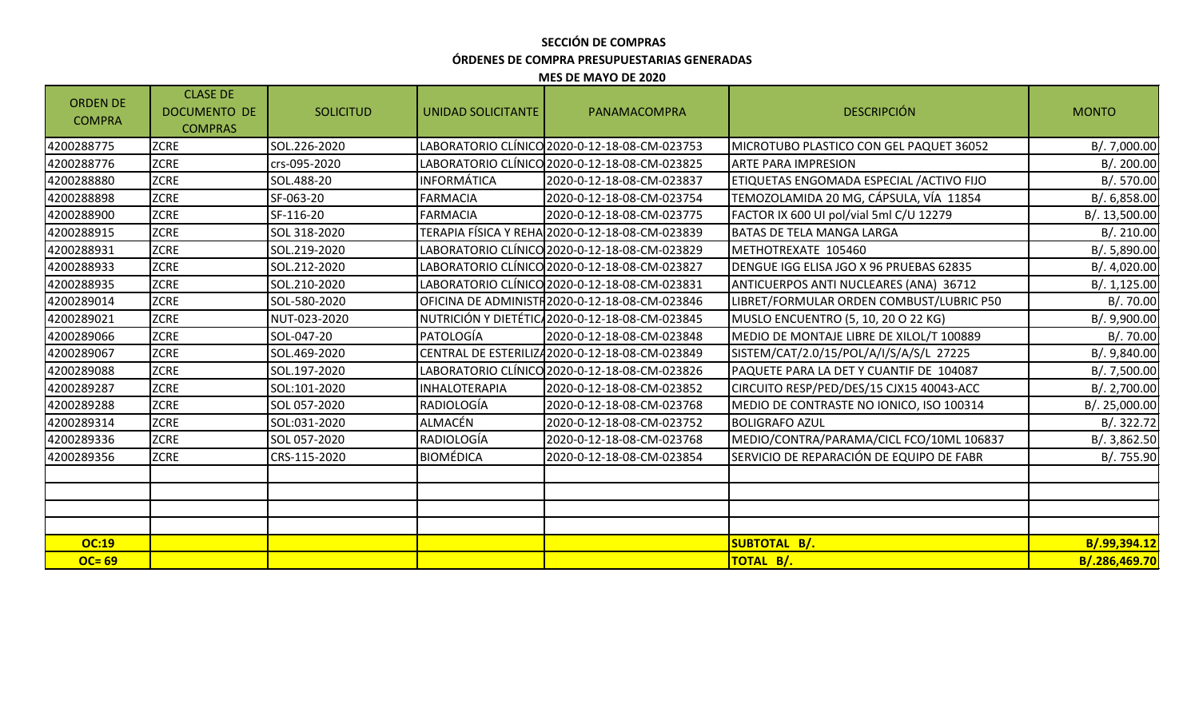**SECCIÓN DE COMPRAS**

**ÓRDENES DE COMPRA PRESUPUESTARIAS GENERADAS**

**MES DE MAYO DE 2020**

| ORDEN DE COMPRA | CLASE DE DOCUMENTO DE COMPRAS | SOLICITUD | UNIDAD SOLICITANTE | PANAMACOMPRA | DESCRIPCIÓN | MONTO |
|---|---|---|---|---|---|---|
| 4200288775 | ZCRE | SOL.226-2020 | LABORATORIO CLÍNICO | 2020-0-12-18-08-CM-023753 | MICROTUBO PLASTICO CON GEL PAQUET 36052 | B/. 7,000.00 |
| 4200288776 | ZCRE | crs-095-2020 | LABORATORIO CLÍNICO | 2020-0-12-18-08-CM-023825 | ARTE PARA IMPRESION | B/. 200.00 |
| 4200288880 | ZCRE | SOL.488-20 | INFORMÁTICA | 2020-0-12-18-08-CM-023837 | ETIQUETAS ENGOMADA ESPECIAL /ACTIVO FIJO | B/. 570.00 |
| 4200288898 | ZCRE | SF-063-20 | FARMACIA | 2020-0-12-18-08-CM-023754 | TEMOZOLAMIDA 20 MG, CÁPSULA, VÍA 11854 | B/. 6,858.00 |
| 4200288900 | ZCRE | SF-116-20 | FARMACIA | 2020-0-12-18-08-CM-023775 | FACTOR IX 600 UI pol/vial 5ml C/U 12279 | B/. 13,500.00 |
| 4200288915 | ZCRE | SOL 318-2020 | TERAPIA FÍSICA Y REHA | 2020-0-12-18-08-CM-023839 | BATAS DE TELA MANGA LARGA | B/. 210.00 |
| 4200288931 | ZCRE | SOL.219-2020 | LABORATORIO CLÍNICO | 2020-0-12-18-08-CM-023829 | METHOTREXATE 105460 | B/. 5,890.00 |
| 4200288933 | ZCRE | SOL.212-2020 | LABORATORIO CLÍNICO | 2020-0-12-18-08-CM-023827 | DENGUE IGG ELISA JGO X 96 PRUEBAS 62835 | B/. 4,020.00 |
| 4200288935 | ZCRE | SOL.210-2020 | LABORATORIO CLÍNICO | 2020-0-12-18-08-CM-023831 | ANTICUERPOS ANTI NUCLEARES (ANA) 36712 | B/. 1,125.00 |
| 4200289014 | ZCRE | SOL-580-2020 | OFICINA DE ADMINISTR | 2020-0-12-18-08-CM-023846 | LIBRET/FORMULAR ORDEN COMBUST/LUBRIC P50 | B/. 70.00 |
| 4200289021 | ZCRE | NUT-023-2020 | NUTRICIÓN Y DIETÉTICA | 2020-0-12-18-08-CM-023845 | MUSLO ENCUENTRO (5, 10, 20 O 22 KG) | B/. 9,900.00 |
| 4200289066 | ZCRE | SOL-047-20 | PATOLOGÍA | 2020-0-12-18-08-CM-023848 | MEDIO DE MONTAJE LIBRE DE XILOL/T 100889 | B/. 70.00 |
| 4200289067 | ZCRE | SOL.469-2020 | CENTRAL DE ESTERILIZA | 2020-0-12-18-08-CM-023849 | SISTEM/CAT/2.0/15/POL/A/I/S/A/S/L 27225 | B/. 9,840.00 |
| 4200289088 | ZCRE | SOL.197-2020 | LABORATORIO CLÍNICO | 2020-0-12-18-08-CM-023826 | PAQUETE PARA LA DET Y CUANTIF DE 104087 | B/. 7,500.00 |
| 4200289287 | ZCRE | SOL:101-2020 | INHALOTERAPIA | 2020-0-12-18-08-CM-023852 | CIRCUITO RESP/PED/DES/15 CJX15 40043-ACC | B/. 2,700.00 |
| 4200289288 | ZCRE | SOL 057-2020 | RADIOLOGÍA | 2020-0-12-18-08-CM-023768 | MEDIO DE CONTRASTE NO IONICO, ISO 100314 | B/. 25,000.00 |
| 4200289314 | ZCRE | SOL:031-2020 | ALMACÉN | 2020-0-12-18-08-CM-023752 | BOLIGRAFO AZUL | B/. 322.72 |
| 4200289336 | ZCRE | SOL 057-2020 | RADIOLOGÍA | 2020-0-12-18-08-CM-023768 | MEDIO/CONTRA/PARAMA/CICL FCO/10ML 106837 | B/. 3,862.50 |
| 4200289356 | ZCRE | CRS-115-2020 | BIOMÉDICA | 2020-0-12-18-08-CM-023854 | SERVICIO DE REPARACIÓN DE EQUIPO DE FABR | B/. 755.90 |
| | | | | | | |
| | | | | | | |
| | | | | | | |
| | | | | | | |
| **OC:19** | | | | | **SUBTOTAL B/.** | **B/.99,394.12** |
| **OC= 69** | | | | | **TOTAL B/.** | **B/.286,469.70** |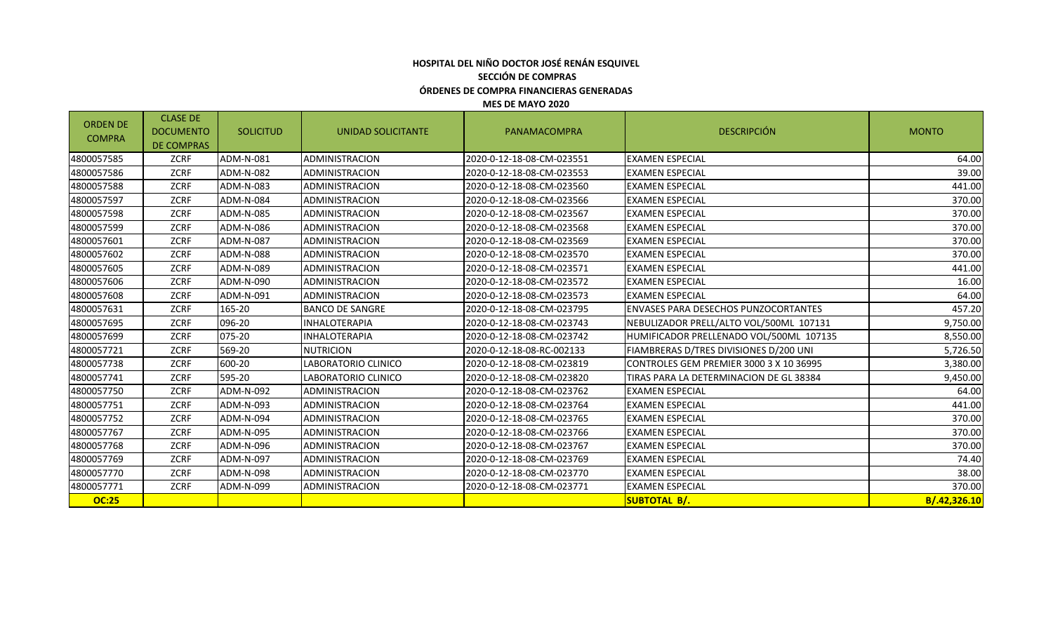**HOSPITAL DEL NIÑO DOCTOR JOSÉ RENÁN ESQUIVEL**

**SECCIÓN DE COMPRAS**

**ÓRDENES DE COMPRA FINANCIERAS GENERADAS**

**MES DE MAYO 2020**

| ORDEN DE COMPRA | CLASE DE DOCUMENTO DE COMPRAS | SOLICITUD | UNIDAD SOLICITANTE | PANAMACOMPRA | DESCRIPCIÓN | MONTO |
|---|---|---|---|---|---|---|
| 4800057585 | ZCRF | ADM-N-081 | ADMINISTRACION | 2020-0-12-18-08-CM-023551 | EXAMEN ESPECIAL | 64.00 |
| 4800057586 | ZCRF | ADM-N-082 | ADMINISTRACION | 2020-0-12-18-08-CM-023553 | EXAMEN ESPECIAL | 39.00 |
| 4800057588 | ZCRF | ADM-N-083 | ADMINISTRACION | 2020-0-12-18-08-CM-023560 | EXAMEN ESPECIAL | 441.00 |
| 4800057597 | ZCRF | ADM-N-084 | ADMINISTRACION | 2020-0-12-18-08-CM-023566 | EXAMEN ESPECIAL | 370.00 |
| 4800057598 | ZCRF | ADM-N-085 | ADMINISTRACION | 2020-0-12-18-08-CM-023567 | EXAMEN ESPECIAL | 370.00 |
| 4800057599 | ZCRF | ADM-N-086 | ADMINISTRACION | 2020-0-12-18-08-CM-023568 | EXAMEN ESPECIAL | 370.00 |
| 4800057601 | ZCRF | ADM-N-087 | ADMINISTRACION | 2020-0-12-18-08-CM-023569 | EXAMEN ESPECIAL | 370.00 |
| 4800057602 | ZCRF | ADM-N-088 | ADMINISTRACION | 2020-0-12-18-08-CM-023570 | EXAMEN ESPECIAL | 370.00 |
| 4800057605 | ZCRF | ADM-N-089 | ADMINISTRACION | 2020-0-12-18-08-CM-023571 | EXAMEN ESPECIAL | 441.00 |
| 4800057606 | ZCRF | ADM-N-090 | ADMINISTRACION | 2020-0-12-18-08-CM-023572 | EXAMEN ESPECIAL | 16.00 |
| 4800057608 | ZCRF | ADM-N-091 | ADMINISTRACION | 2020-0-12-18-08-CM-023573 | EXAMEN ESPECIAL | 64.00 |
| 4800057631 | ZCRF | 165-20 | BANCO DE SANGRE | 2020-0-12-18-08-CM-023795 | ENVASES PARA DESECHOS PUNZOCORTANTES | 457.20 |
| 4800057695 | ZCRF | 096-20 | INHALOTERAPIA | 2020-0-12-18-08-CM-023743 | NEBULIZADOR PRELL/ALTO VOL/500ML 107131 | 9,750.00 |
| 4800057699 | ZCRF | 075-20 | INHALOTERAPIA | 2020-0-12-18-08-CM-023742 | HUMIFICADOR PRELLENADO VOL/500ML 107135 | 8,550.00 |
| 4800057721 | ZCRF | 569-20 | NUTRICION | 2020-0-12-18-08-RC-002133 | FIAMBRERAS D/TRES DIVISIONES D/200 UNI | 5,726.50 |
| 4800057738 | ZCRF | 600-20 | LABORATORIO CLINICO | 2020-0-12-18-08-CM-023819 | CONTROLES GEM PREMIER 3000 3 X 10 36995 | 3,380.00 |
| 4800057741 | ZCRF | 595-20 | LABORATORIO CLINICO | 2020-0-12-18-08-CM-023820 | TIRAS PARA LA DETERMINACION DE GL 38384 | 9,450.00 |
| 4800057750 | ZCRF | ADM-N-092 | ADMINISTRACION | 2020-0-12-18-08-CM-023762 | EXAMEN ESPECIAL | 64.00 |
| 4800057751 | ZCRF | ADM-N-093 | ADMINISTRACION | 2020-0-12-18-08-CM-023764 | EXAMEN ESPECIAL | 441.00 |
| 4800057752 | ZCRF | ADM-N-094 | ADMINISTRACION | 2020-0-12-18-08-CM-023765 | EXAMEN ESPECIAL | 370.00 |
| 4800057767 | ZCRF | ADM-N-095 | ADMINISTRACION | 2020-0-12-18-08-CM-023766 | EXAMEN ESPECIAL | 370.00 |
| 4800057768 | ZCRF | ADM-N-096 | ADMINISTRACION | 2020-0-12-18-08-CM-023767 | EXAMEN ESPECIAL | 370.00 |
| 4800057769 | ZCRF | ADM-N-097 | ADMINISTRACION | 2020-0-12-18-08-CM-023769 | EXAMEN ESPECIAL | 74.40 |
| 4800057770 | ZCRF | ADM-N-098 | ADMINISTRACION | 2020-0-12-18-08-CM-023770 | EXAMEN ESPECIAL | 38.00 |
| 4800057771 | ZCRF | ADM-N-099 | ADMINISTRACION | 2020-0-12-18-08-CM-023771 | EXAMEN ESPECIAL | 370.00 |
| **OC:25** | | | | | **SUBTOTAL B/.** | **B/.42,326.10** |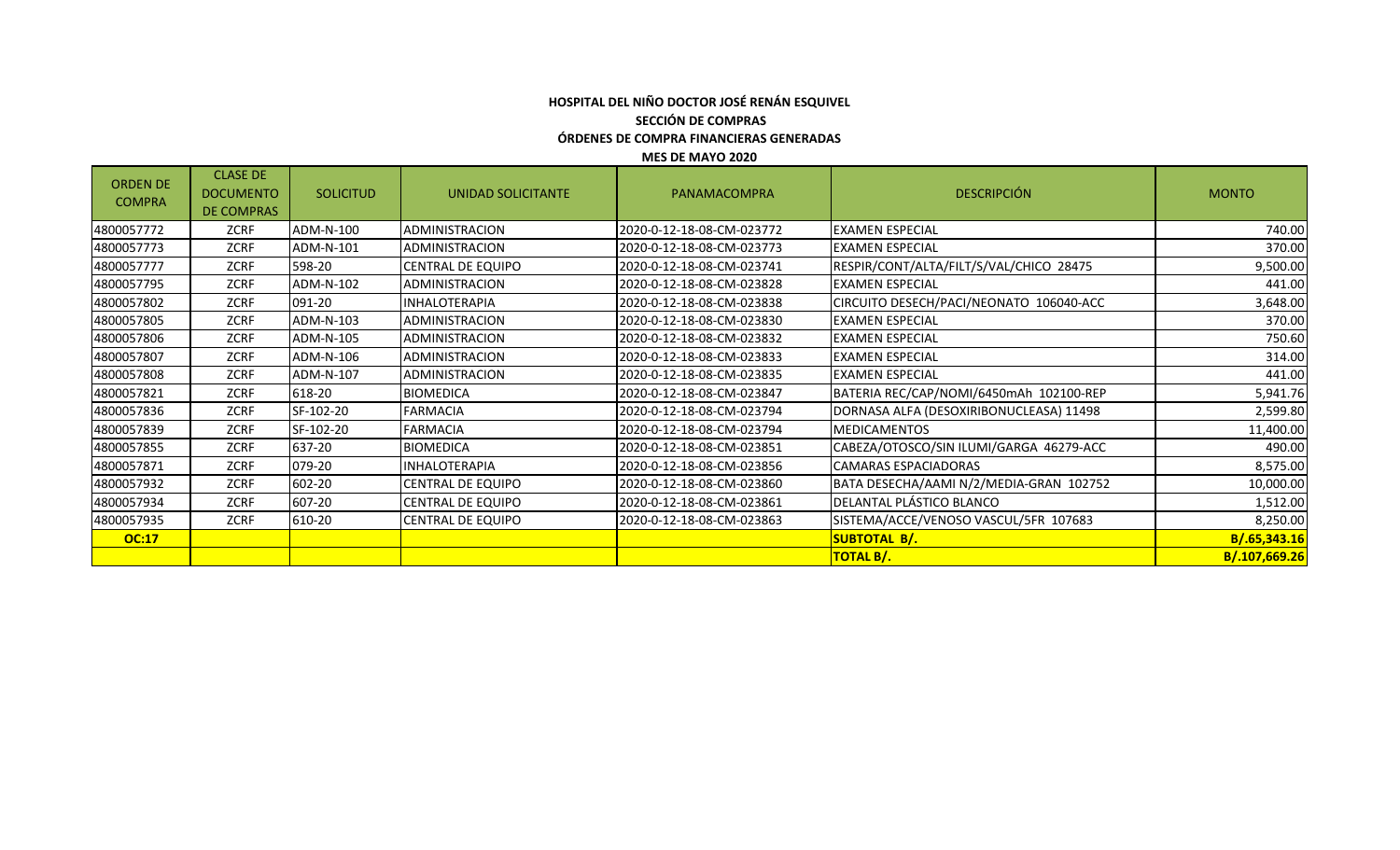**HOSPITAL DEL NIÑO DOCTOR JOSÉ RENÁN ESQUIVEL**

**SECCIÓN DE COMPRAS**

**ÓRDENES DE COMPRA FINANCIERAS GENERADAS**

**MES DE MAYO 2020**

| ORDEN DE COMPRA | CLASE DE DOCUMENTO DE COMPRAS | SOLICITUD | UNIDAD SOLICITANTE | PANAMACOMPRA | DESCRIPCIÓN | MONTO |
|---|---|---|---|---|---|---|
| 4800057772 | ZCRF | ADM-N-100 | ADMINISTRACION | 2020-0-12-18-08-CM-023772 | EXAMEN ESPECIAL | 740.00 |
| 4800057773 | ZCRF | ADM-N-101 | ADMINISTRACION | 2020-0-12-18-08-CM-023773 | EXAMEN ESPECIAL | 370.00 |
| 4800057777 | ZCRF | 598-20 | CENTRAL DE EQUIPO | 2020-0-12-18-08-CM-023741 | RESPIR/CONT/ALTA/FILT/S/VAL/CHICO 28475 | 9,500.00 |
| 4800057795 | ZCRF | ADM-N-102 | ADMINISTRACION | 2020-0-12-18-08-CM-023828 | EXAMEN ESPECIAL | 441.00 |
| 4800057802 | ZCRF | 091-20 | INHALOTERAPIA | 2020-0-12-18-08-CM-023838 | CIRCUITO DESECH/PACI/NEONATO 106040-ACC | 3,648.00 |
| 4800057805 | ZCRF | ADM-N-103 | ADMINISTRACION | 2020-0-12-18-08-CM-023830 | EXAMEN ESPECIAL | 370.00 |
| 4800057806 | ZCRF | ADM-N-105 | ADMINISTRACION | 2020-0-12-18-08-CM-023832 | EXAMEN ESPECIAL | 750.60 |
| 4800057807 | ZCRF | ADM-N-106 | ADMINISTRACION | 2020-0-12-18-08-CM-023833 | EXAMEN ESPECIAL | 314.00 |
| 4800057808 | ZCRF | ADM-N-107 | ADMINISTRACION | 2020-0-12-18-08-CM-023835 | EXAMEN ESPECIAL | 441.00 |
| 4800057821 | ZCRF | 618-20 | BIOMEDICA | 2020-0-12-18-08-CM-023847 | BATERIA REC/CAP/NOMI/6450mAh 102100-REP | 5,941.76 |
| 4800057836 | ZCRF | SF-102-20 | FARMACIA | 2020-0-12-18-08-CM-023794 | DORNASA ALFA (DESOXIRIBONUCLEASA) 11498 | 2,599.80 |
| 4800057839 | ZCRF | SF-102-20 | FARMACIA | 2020-0-12-18-08-CM-023794 | MEDICAMENTOS | 11,400.00 |
| 4800057855 | ZCRF | 637-20 | BIOMEDICA | 2020-0-12-18-08-CM-023851 | CABEZA/OTOSCO/SIN ILUMI/GARGA 46279-ACC | 490.00 |
| 4800057871 | ZCRF | 079-20 | INHALOTERAPIA | 2020-0-12-18-08-CM-023856 | CAMARAS ESPACIADORAS | 8,575.00 |
| 4800057932 | ZCRF | 602-20 | CENTRAL DE EQUIPO | 2020-0-12-18-08-CM-023860 | BATA DESECHA/AAMI N/2/MEDIA-GRAN 102752 | 10,000.00 |
| 4800057934 | ZCRF | 607-20 | CENTRAL DE EQUIPO | 2020-0-12-18-08-CM-023861 | DELANTAL PLÁSTICO BLANCO | 1,512.00 |
| 4800057935 | ZCRF | 610-20 | CENTRAL DE EQUIPO | 2020-0-12-18-08-CM-023863 | SISTEMA/ACCE/VENOSO VASCUL/5FR 107683 | 8,250.00 |
| **OC:17** | | | | | **SUBTOTAL B/.** | **B/.65,343.16** |
| | | | | | **TOTAL B/.** | **B/.107,669.26** |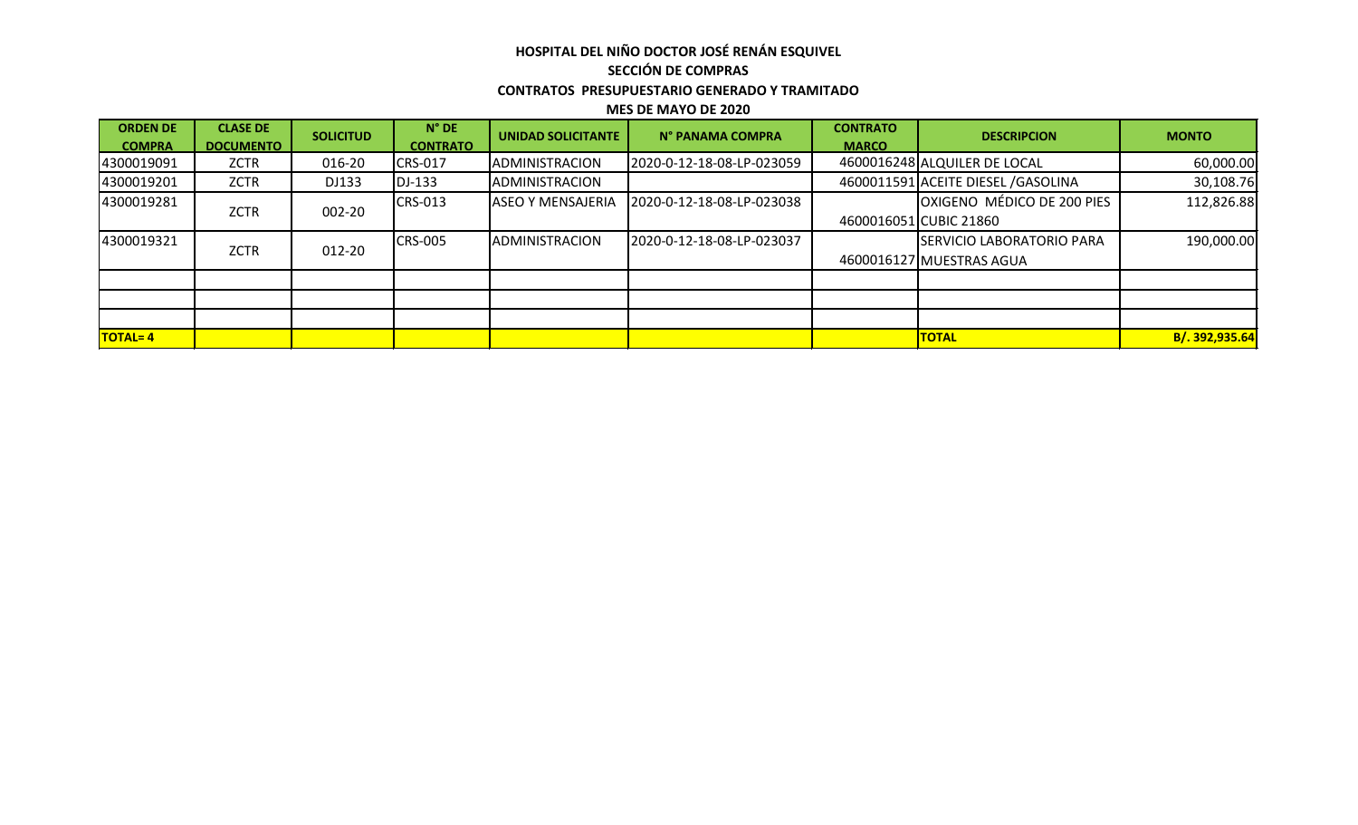**HOSPITAL DEL NIÑO DOCTOR JOSÉ RENÁN ESQUIVEL**

**SECCIÓN DE COMPRAS**

**CONTRATOS PRESUPUESTARIO GENERADO Y TRAMITADO**

**MES DE MAYO DE 2020**

| ORDEN DE COMPRA | CLASE DE DOCUMENTO | SOLICITUD | N° DE CONTRATO | UNIDAD SOLICITANTE | N° PANAMA COMPRA | CONTRATO MARCO | DESCRIPCION | MONTO |
|---|---|---|---|---|---|---|---|---|
| 4300019091 | ZCTR | 016-20 | CRS-017 | ADMINISTRACION | 2020-0-12-18-08-LP-023059 | 4600016248 | ALQUILER DE LOCAL | 60,000.00 |
| 4300019201 | ZCTR | DJ133 | DJ-133 | ADMINISTRACION | | 4600011591 | ACEITE DIESEL /GASOLINA | 30,108.76 |
| 4300019281 | ZCTR | 002-20 | CRS-013 | ASEO Y MENSAJERIA | 2020-0-12-18-08-LP-023038 | 4600016051 | OXIGENO MÉDICO DE 200 PIES CUBIC 21860 | 112,826.88 |
| 4300019321 | ZCTR | 012-20 | CRS-005 | ADMINISTRACION | 2020-0-12-18-08-LP-023037 | 4600016127 | SERVICIO LABORATORIO PARA MUESTRAS AGUA | 190,000.00 |
| | | | | | | | | |
| | | | | | | | | |
| | | | | | | | | |
| **TOTAL= 4** | | | | | | | **TOTAL** | **B/. 392,935.64** |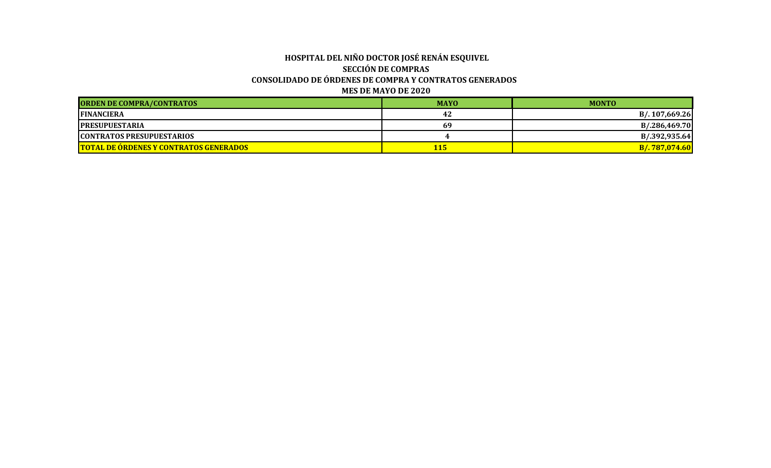**HOSPITAL DEL NIÑO DOCTOR JOSÉ RENÁN ESQUIVEL**

**SECCIÓN DE COMPRAS**

**CONSOLIDADO DE ÓRDENES DE COMPRA Y CONTRATOS GENERADOS**

**MES DE MAYO DE 2020**

| ORDEN DE COMPRA/CONTRATOS | MAYO | MONTO |
|---|---|---|
| FINANCIERA | 42 | B/. 107,669.26 |
| PRESUPUESTARIA | 69 | B/.286,469.70 |
| CONTRATOS PRESUPUESTARIOS | 4 | B/.392,935.64 |
| TOTAL DE ÓRDENES Y CONTRATOS GENERADOS | 115 | B/. 787,074.60 |